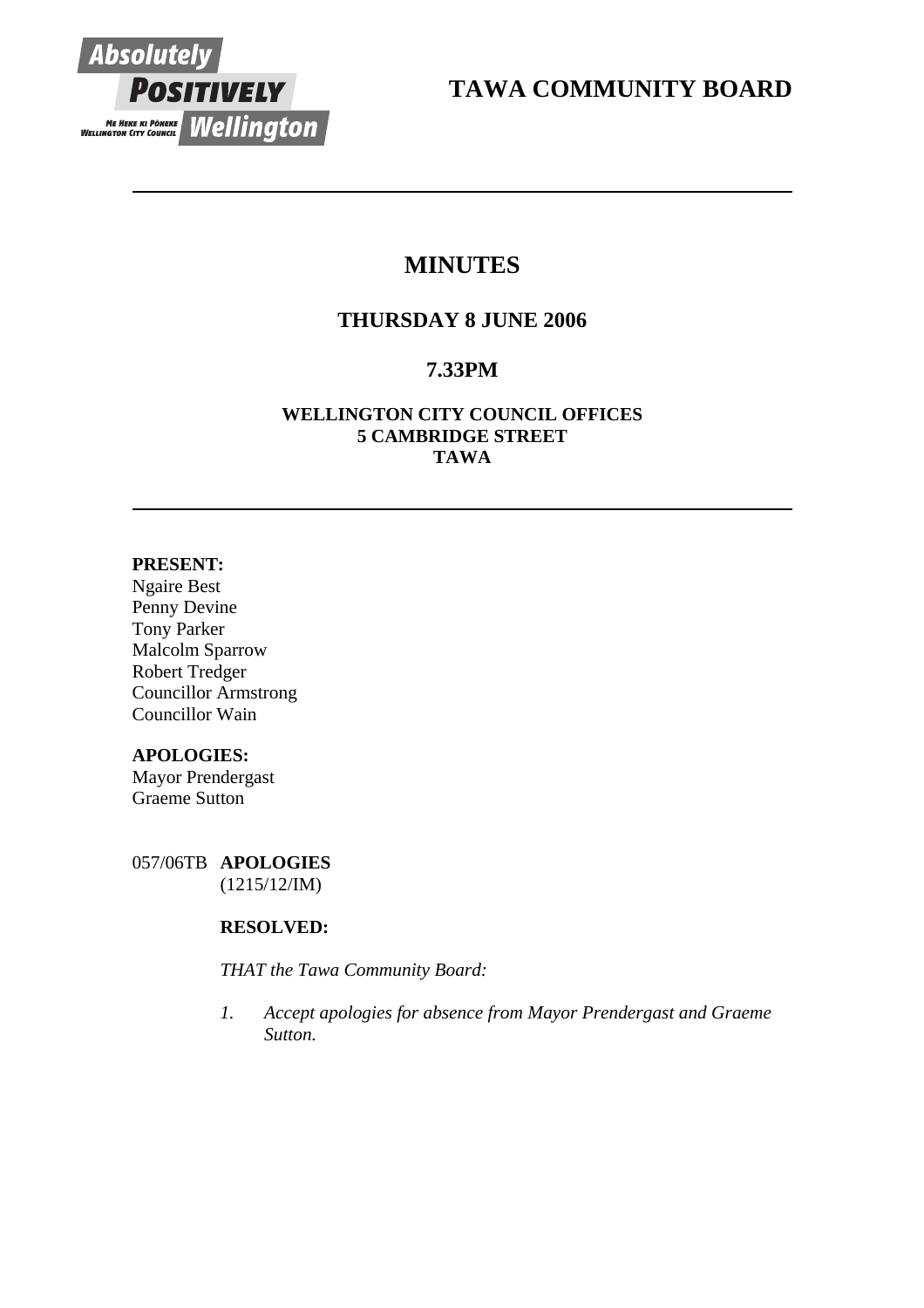# TAWA COMMUNITY BOARD

---

## MINUTES

### THURSDAY 8 JUNE 2006

### 7.33PM

**WELLINGTON CITY COUNCIL OFFICES**
**5 CAMBRIDGE STREET**
**TAWA**

---

**PRESENT:**
Ngaire Best
Penny Devine
Tony Parker
Malcolm Sparrow
Robert Tredger
Councillor Armstrong
Councillor Wain

**APOLOGIES:**
Mayor Prendergast
Graeme Sutton

057/06TB **APOLOGIES**
(1215/12/IM)

**RESOLVED:**

*THAT the Tawa Community Board:*

*1. Accept apologies for absence from Mayor Prendergast and Graeme Sutton.*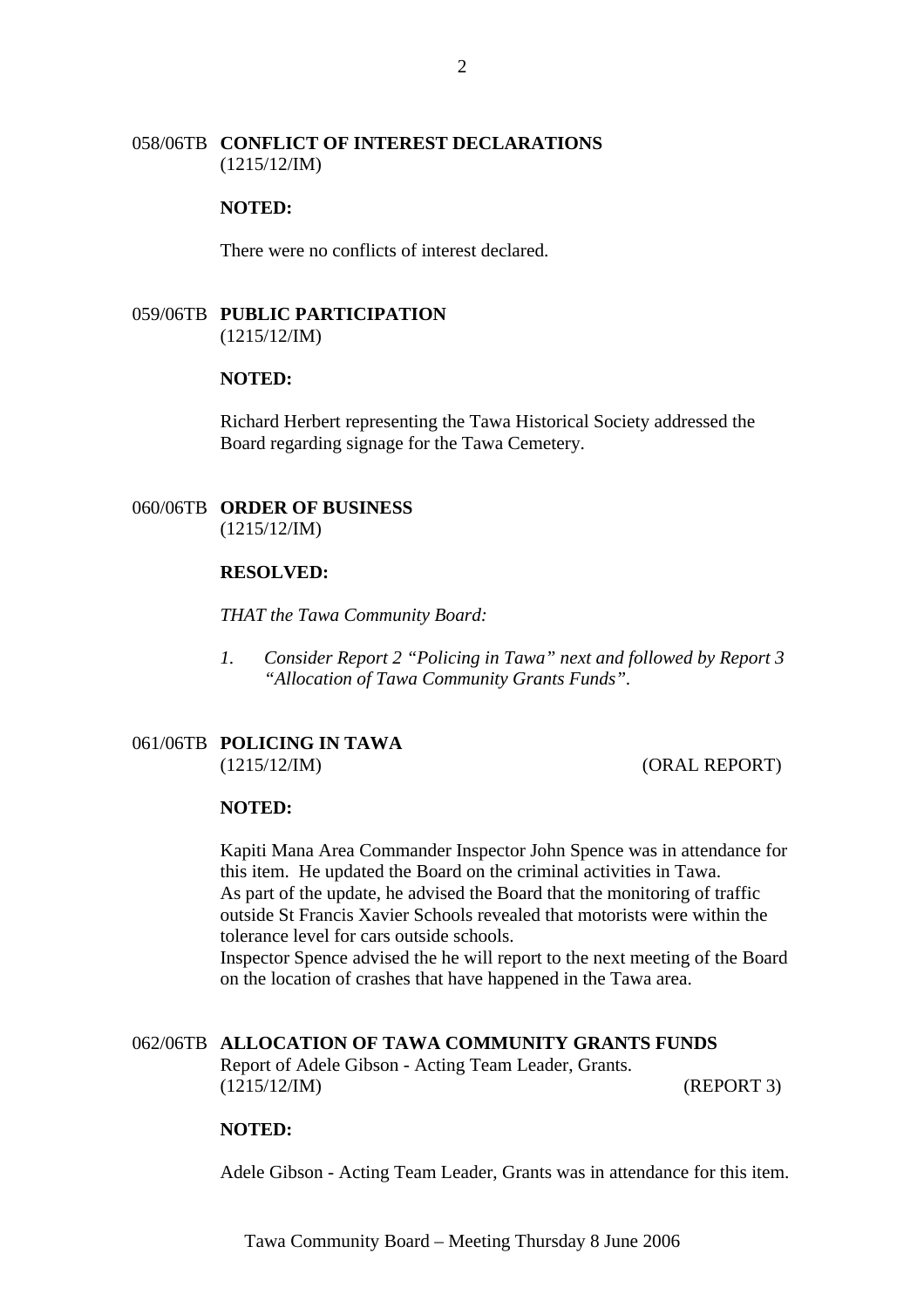058/06TB **CONFLICT OF INTEREST DECLARATIONS**
(1215/12/IM)

**NOTED:**

There were no conflicts of interest declared.

059/06TB **PUBLIC PARTICIPATION**
(1215/12/IM)

**NOTED:**

Richard Herbert representing the Tawa Historical Society addressed the Board regarding signage for the Tawa Cemetery.

060/06TB **ORDER OF BUSINESS**
(1215/12/IM)

**RESOLVED:**

*THAT the Tawa Community Board:*

*1. Consider Report 2 "Policing in Tawa" next and followed by Report 3 "Allocation of Tawa Community Grants Funds".*

061/06TB **POLICING IN TAWA**
(1215/12/IM) (ORAL REPORT)

**NOTED:**

Kapiti Mana Area Commander Inspector John Spence was in attendance for this item. He updated the Board on the criminal activities in Tawa.
As part of the update, he advised the Board that the monitoring of traffic outside St Francis Xavier Schools revealed that motorists were within the tolerance level for cars outside schools.
Inspector Spence advised the he will report to the next meeting of the Board on the location of crashes that have happened in the Tawa area.

062/06TB **ALLOCATION OF TAWA COMMUNITY GRANTS FUNDS**
Report of Adele Gibson - Acting Team Leader, Grants.
(1215/12/IM) (REPORT 3)

**NOTED:**

Adele Gibson - Acting Team Leader, Grants was in attendance for this item.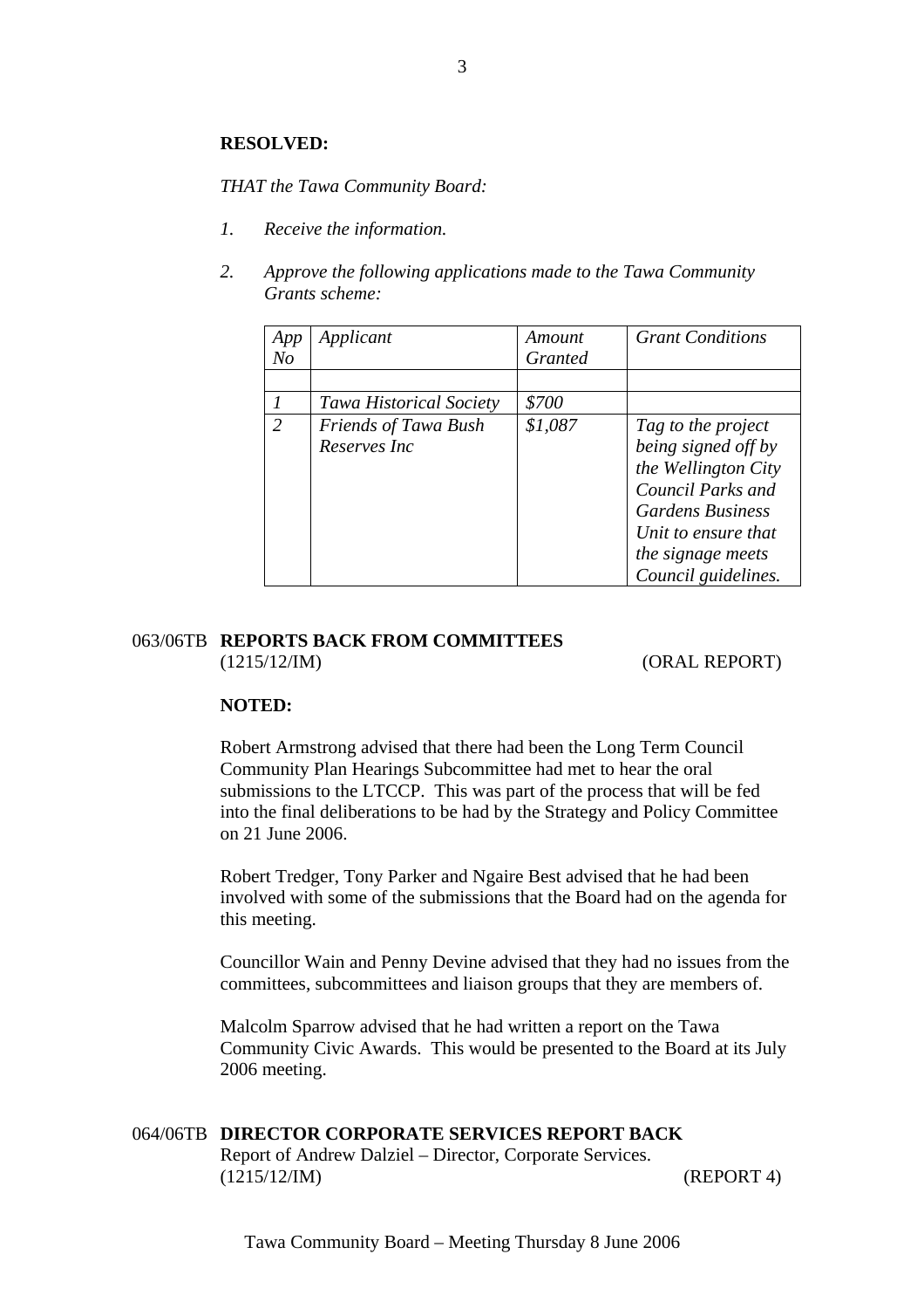**RESOLVED:**

*THAT the Tawa Community Board:*

1. *Receive the information.*

2. *Approve the following applications made to the Tawa Community Grants scheme:*

| *App No* | *Applicant* | *Amount Granted* | *Grant Conditions* |
|---|---|---|---|
| | | | |
| *1* | *Tawa Historical Society* | *$700* | |
| *2* | *Friends of Tawa Bush Reserves Inc* | *$1,087* | *Tag to the project being signed off by the Wellington City Council Parks and Gardens Business Unit to ensure that the signage meets Council guidelines.* |

063/06TB **REPORTS BACK FROM COMMITTEES**
(1215/12/IM) (ORAL REPORT)

**NOTED:**

Robert Armstrong advised that there had been the Long Term Council Community Plan Hearings Subcommittee had met to hear the oral submissions to the LTCCP. This was part of the process that will be fed into the final deliberations to be had by the Strategy and Policy Committee on 21 June 2006.

Robert Tredger, Tony Parker and Ngaire Best advised that he had been involved with some of the submissions that the Board had on the agenda for this meeting.

Councillor Wain and Penny Devine advised that they had no issues from the committees, subcommittees and liaison groups that they are members of.

Malcolm Sparrow advised that he had written a report on the Tawa Community Civic Awards. This would be presented to the Board at its July 2006 meeting.

064/06TB **DIRECTOR CORPORATE SERVICES REPORT BACK**
Report of Andrew Dalziel – Director, Corporate Services.
(1215/12/IM) (REPORT 4)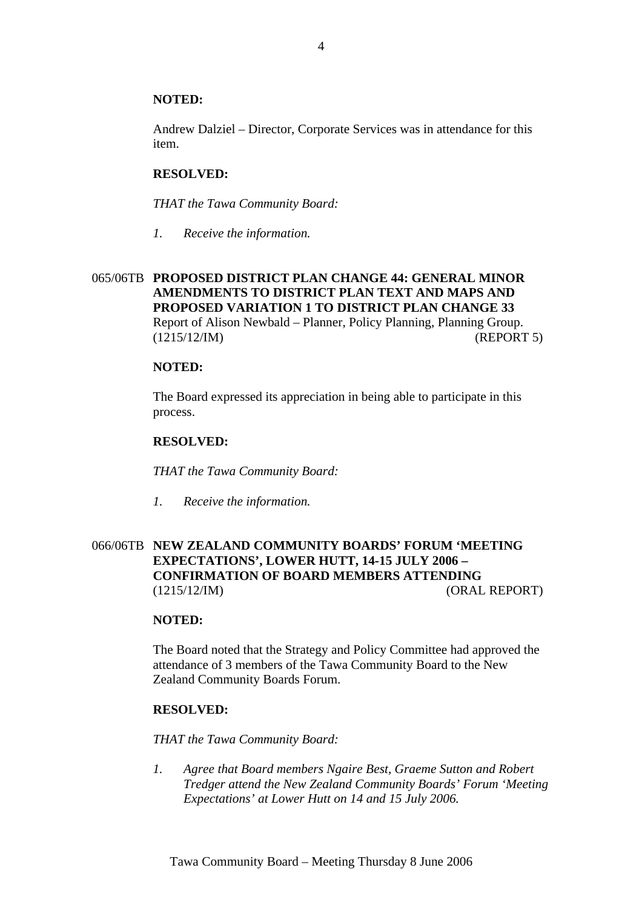**NOTED:**

Andrew Dalziel – Director, Corporate Services was in attendance for this item.

**RESOLVED:**

*THAT the Tawa Community Board:*

1. *Receive the information.*

065/06TB **PROPOSED DISTRICT PLAN CHANGE 44: GENERAL MINOR AMENDMENTS TO DISTRICT PLAN TEXT AND MAPS AND PROPOSED VARIATION 1 TO DISTRICT PLAN CHANGE 33**
Report of Alison Newbald – Planner, Policy Planning, Planning Group.
(1215/12/IM) (REPORT 5)

**NOTED:**

The Board expressed its appreciation in being able to participate in this process.

**RESOLVED:**

*THAT the Tawa Community Board:*

1. *Receive the information.*

066/06TB **NEW ZEALAND COMMUNITY BOARDS' FORUM 'MEETING EXPECTATIONS', LOWER HUTT, 14-15 JULY 2006 – CONFIRMATION OF BOARD MEMBERS ATTENDING**
(1215/12/IM) (ORAL REPORT)

**NOTED:**

The Board noted that the Strategy and Policy Committee had approved the attendance of 3 members of the Tawa Community Board to the New Zealand Community Boards Forum.

**RESOLVED:**

*THAT the Tawa Community Board:*

1. *Agree that Board members Ngaire Best, Graeme Sutton and Robert Tredger attend the New Zealand Community Boards' Forum 'Meeting Expectations' at Lower Hutt on 14 and 15 July 2006.*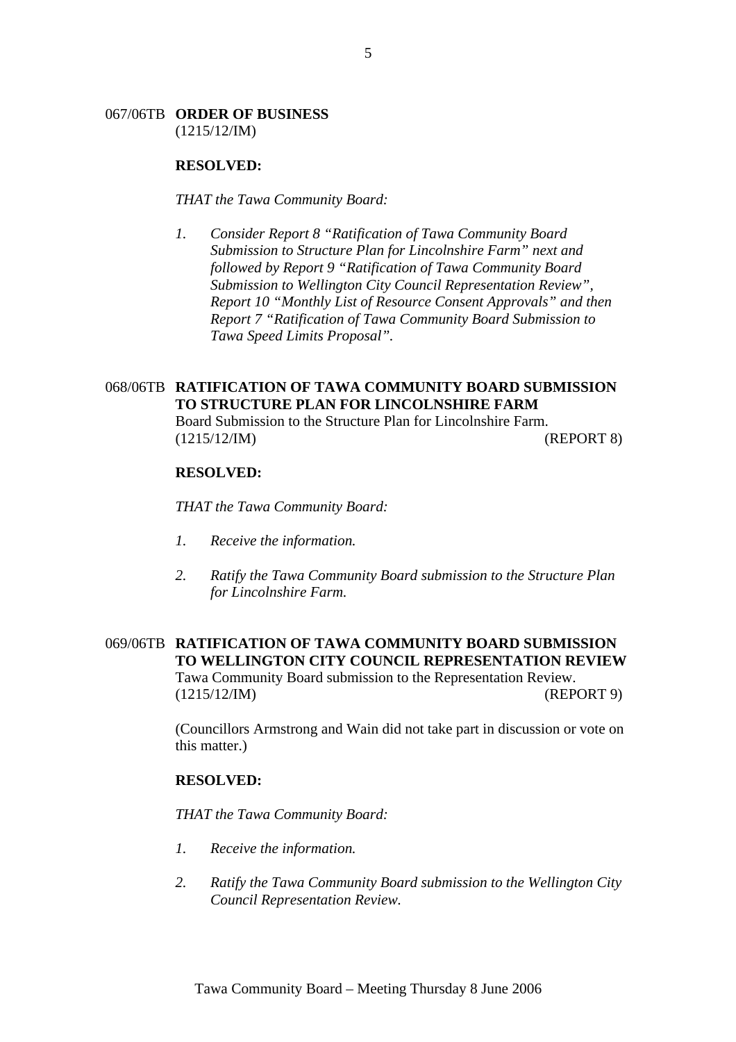067/06TB **ORDER OF BUSINESS**
(1215/12/IM)

**RESOLVED:**

*THAT the Tawa Community Board:*

1. *Consider Report 8 "Ratification of Tawa Community Board Submission to Structure Plan for Lincolnshire Farm" next and followed by Report 9 "Ratification of Tawa Community Board Submission to Wellington City Council Representation Review", Report 10 "Monthly List of Resource Consent Approvals" and then Report 7 "Ratification of Tawa Community Board Submission to Tawa Speed Limits Proposal".*

068/06TB **RATIFICATION OF TAWA COMMUNITY BOARD SUBMISSION TO STRUCTURE PLAN FOR LINCOLNSHIRE FARM**
Board Submission to the Structure Plan for Lincolnshire Farm.
(1215/12/IM) (REPORT 8)

**RESOLVED:**

*THAT the Tawa Community Board:*

1. *Receive the information.*

2. *Ratify the Tawa Community Board submission to the Structure Plan for Lincolnshire Farm.*

069/06TB **RATIFICATION OF TAWA COMMUNITY BOARD SUBMISSION TO WELLINGTON CITY COUNCIL REPRESENTATION REVIEW**
Tawa Community Board submission to the Representation Review.
(1215/12/IM) (REPORT 9)

(Councillors Armstrong and Wain did not take part in discussion or vote on this matter.)

**RESOLVED:**

*THAT the Tawa Community Board:*

1. *Receive the information.*

2. *Ratify the Tawa Community Board submission to the Wellington City Council Representation Review.*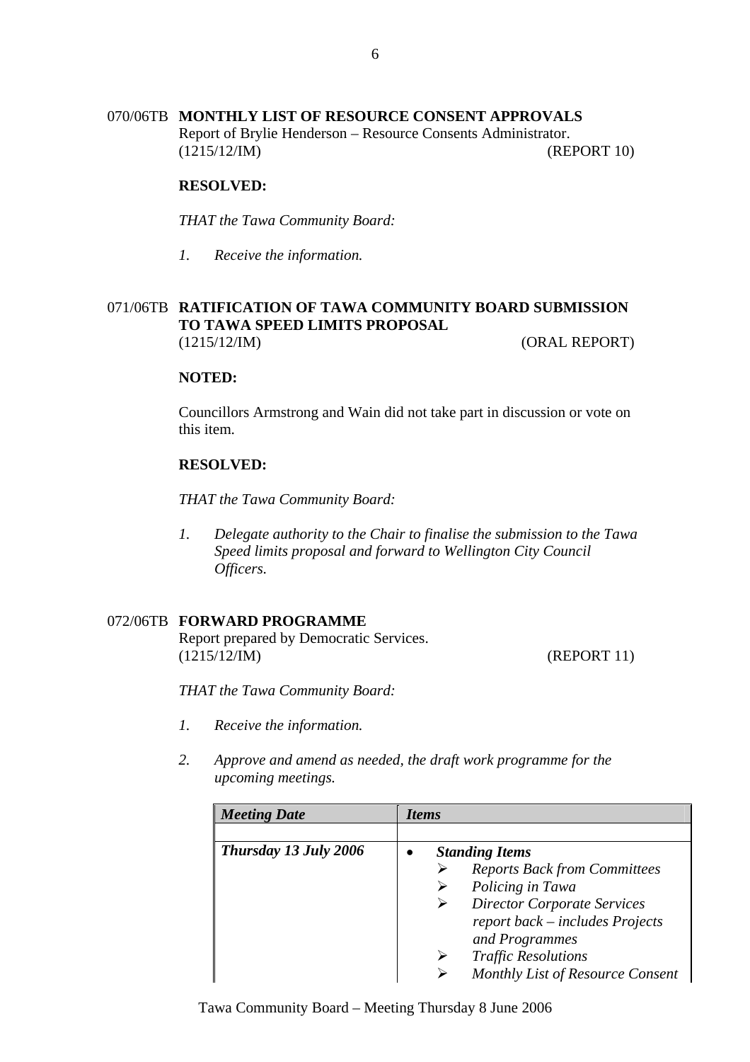070/06TB **MONTHLY LIST OF RESOURCE CONSENT APPROVALS**
Report of Brylie Henderson – Resource Consents Administrator.
(1215/12/IM) (REPORT 10)

**RESOLVED:**

*THAT the Tawa Community Board:*

1. *Receive the information.*

071/06TB **RATIFICATION OF TAWA COMMUNITY BOARD SUBMISSION TO TAWA SPEED LIMITS PROPOSAL**
(1215/12/IM) (ORAL REPORT)

**NOTED:**

Councillors Armstrong and Wain did not take part in discussion or vote on this item.

**RESOLVED:**

*THAT the Tawa Community Board:*

1. *Delegate authority to the Chair to finalise the submission to the Tawa Speed limits proposal and forward to Wellington City Council Officers.*

072/06TB **FORWARD PROGRAMME**
Report prepared by Democratic Services.
(1215/12/IM) (REPORT 11)

*THAT the Tawa Community Board:*

1. *Receive the information.*

2. *Approve and amend as needed, the draft work programme for the upcoming meetings.*

| ***Meeting Date*** | ***Items*** |
|---|---|
| | |
| ***Thursday 13 July 2006*** | • ***Standing Items***<br>➢ *Reports Back from Committees*<br>➢ *Policing in Tawa*<br>➢ *Director Corporate Services report back – includes Projects and Programmes*<br>➢ *Traffic Resolutions*<br>➢ *Monthly List of Resource Consent* |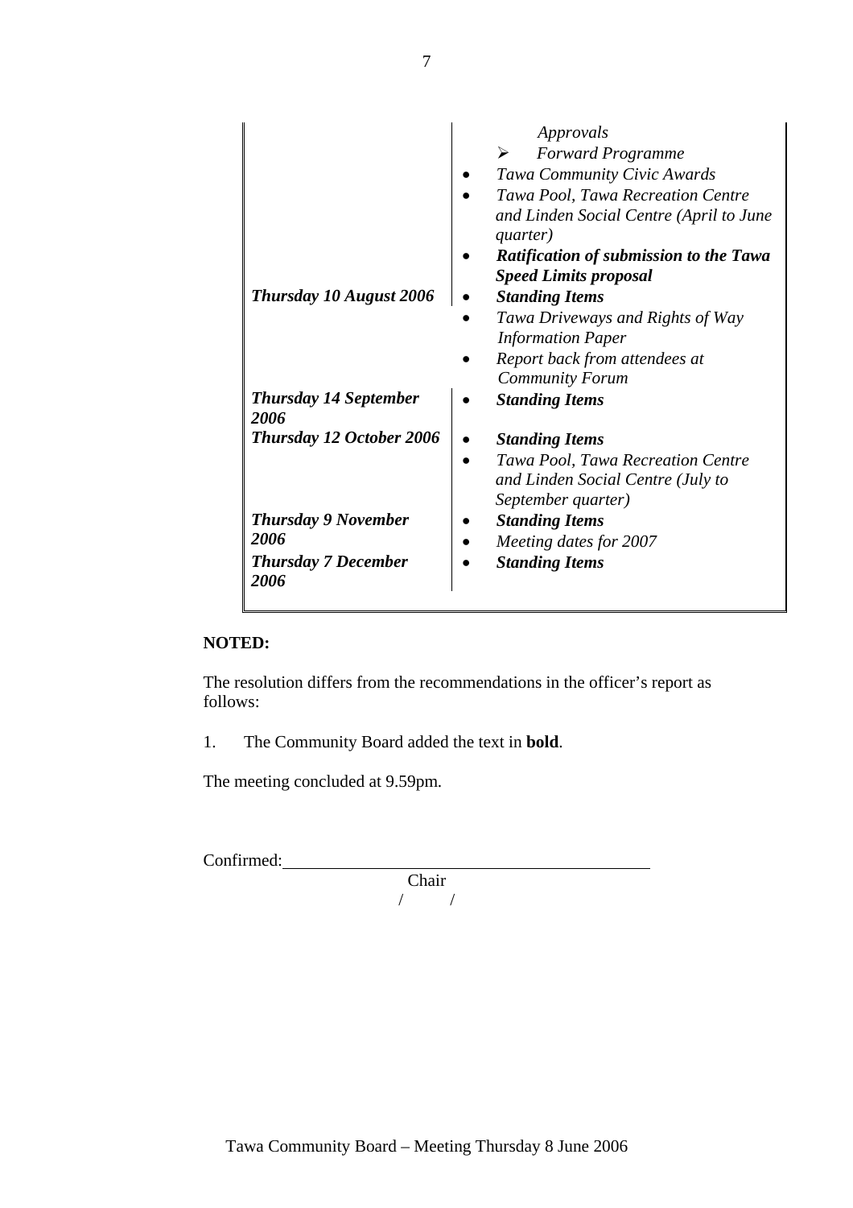| | |
|---|---|
| | *Approvals*<br>➢ *Forward Programme*<br>• *Tawa Community Civic Awards*<br>• *Tawa Pool, Tawa Recreation Centre and Linden Social Centre (April to June quarter)*<br>• ***Ratification of submission to the Tawa Speed Limits proposal*** |
| ***Thursday 10 August 2006*** | • ***Standing Items***<br>• *Tawa Driveways and Rights of Way Information Paper*<br>• *Report back from attendees at Community Forum* |
| ***Thursday 14 September 2006*** | • ***Standing Items*** |
| ***Thursday 12 October 2006*** | • ***Standing Items***<br>• *Tawa Pool, Tawa Recreation Centre and Linden Social Centre (July to September quarter)* |
| ***Thursday 9 November 2006*** | • ***Standing Items***<br>• *Meeting dates for 2007* |
| ***Thursday 7 December 2006*** | • ***Standing Items*** |

**NOTED:**

The resolution differs from the recommendations in the officer's report as follows:

1. The Community Board added the text in **bold**.

The meeting concluded at 9.59pm.

Confirmed: ___________________________________

Chair

/ /